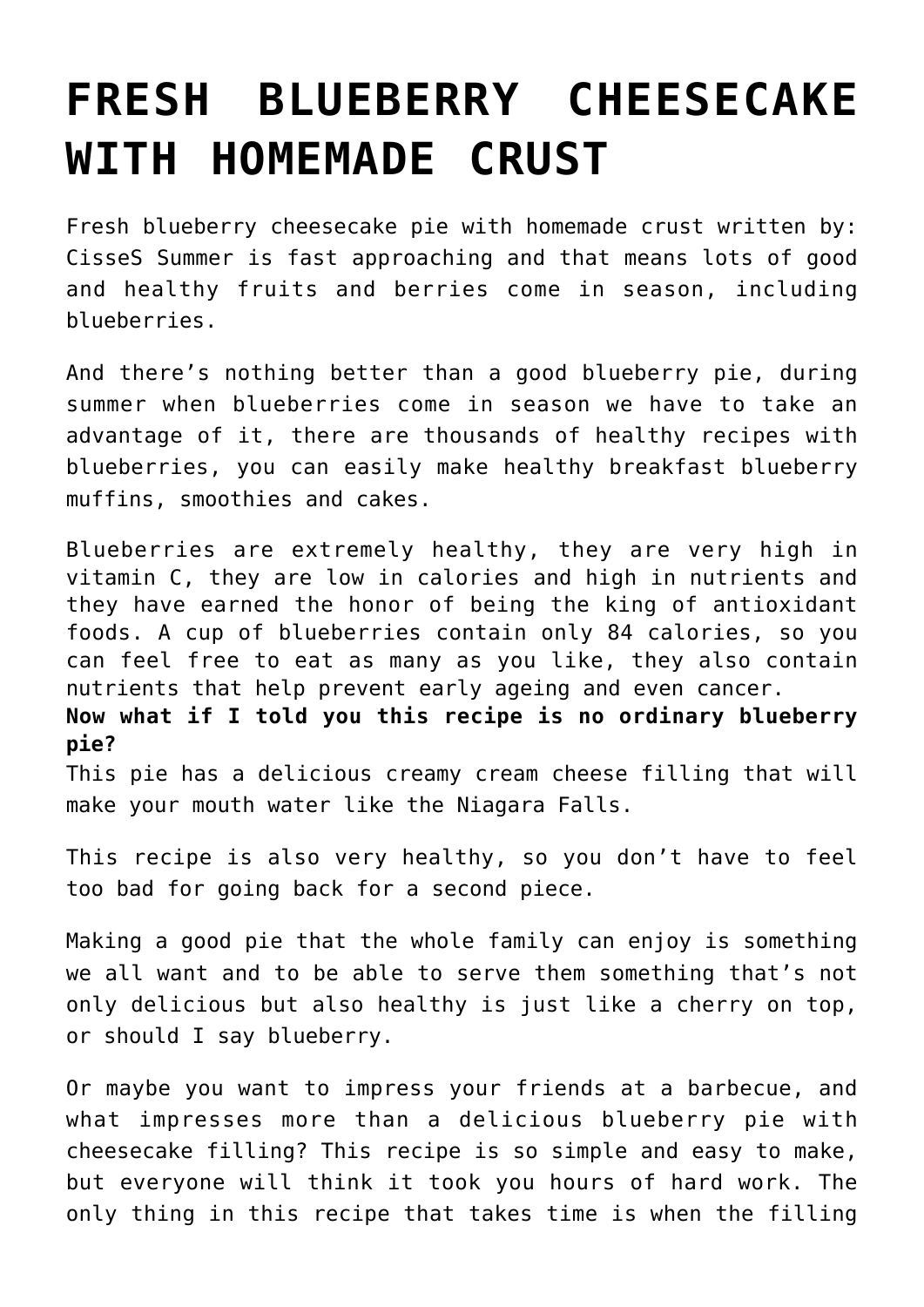# FRESH BLUEBERRY CHEESECAKE WITH HOMEMADE CRUST

Fresh blueberry cheesecake pie with homemade crust written by: CisseS Summer is fast approaching and that means lots of good and healthy fruits and berries come in season, including blueberries.

And there's nothing better than a good blueberry pie, during summer when blueberries come in season we have to take an advantage of it, there are thousands of healthy recipes with blueberries, you can easily make healthy breakfast blueberry muffins, smoothies and cakes.

Blueberries are extremely healthy, they are very high in vitamin C, they are low in calories and high in nutrients and they have earned the honor of being the king of antioxidant foods. A cup of blueberries contain only 84 calories, so you can feel free to eat as many as you like, they also contain nutrients that help prevent early ageing and even cancer.
**Now what if I told you this recipe is no ordinary blueberry pie?**
This pie has a delicious creamy cream cheese filling that will make your mouth water like the Niagara Falls.

This recipe is also very healthy, so you don't have to feel too bad for going back for a second piece.

Making a good pie that the whole family can enjoy is something we all want and to be able to serve them something that's not only delicious but also healthy is just like a cherry on top, or should I say blueberry.

Or maybe you want to impress your friends at a barbecue, and what impresses more than a delicious blueberry pie with cheesecake filling? This recipe is so simple and easy to make, but everyone will think it took you hours of hard work. The only thing in this recipe that takes time is when the filling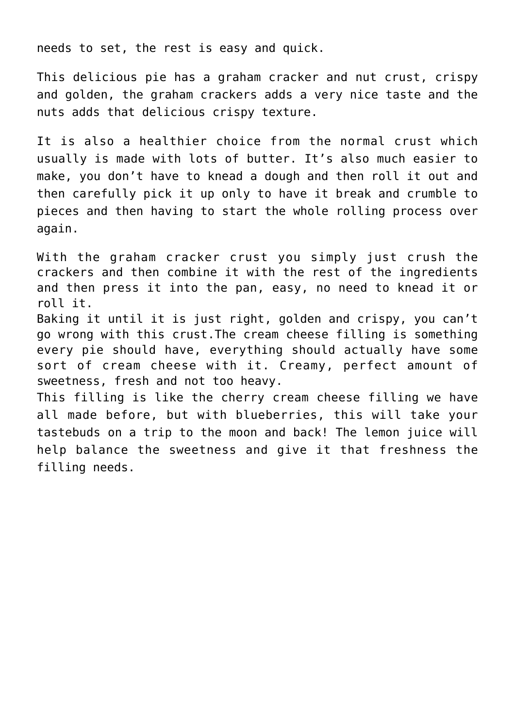needs to set, the rest is easy and quick.

This delicious pie has a graham cracker and nut crust, crispy and golden, the graham crackers adds a very nice taste and the nuts adds that delicious crispy texture.

It is also a healthier choice from the normal crust which usually is made with lots of butter. It's also much easier to make, you don't have to knead a dough and then roll it out and then carefully pick it up only to have it break and crumble to pieces and then having to start the whole rolling process over again.

With the graham cracker crust you simply just crush the crackers and then combine it with the rest of the ingredients and then press it into the pan, easy, no need to knead it or roll it.
Baking it until it is just right, golden and crispy, you can't go wrong with this crust.The cream cheese filling is something every pie should have, everything should actually have some sort of cream cheese with it. Creamy, perfect amount of sweetness, fresh and not too heavy.
This filling is like the cherry cream cheese filling we have all made before, but with blueberries, this will take your tastebuds on a trip to the moon and back! The lemon juice will help balance the sweetness and give it that freshness the filling needs.